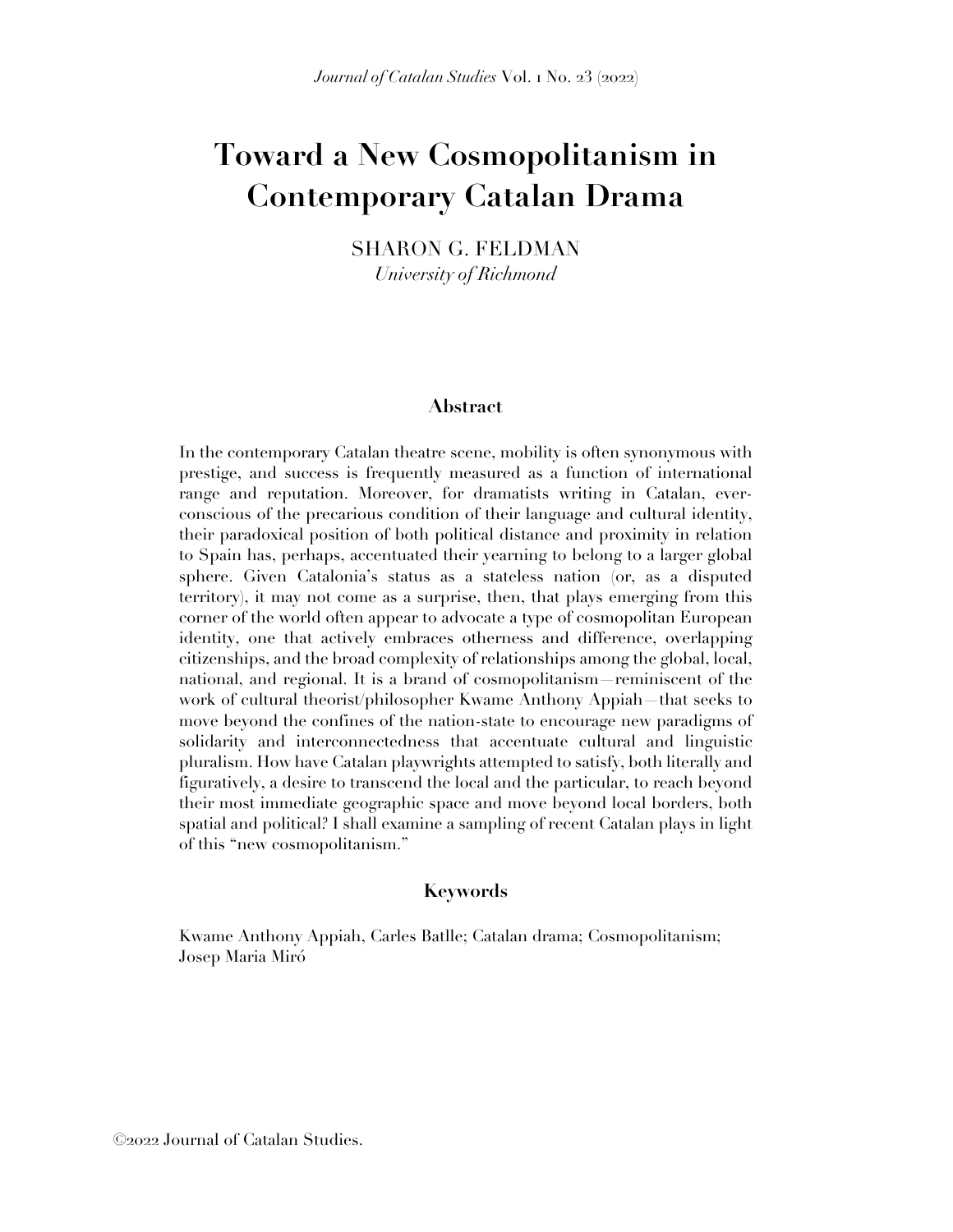# Toward a New Cosmopolitanism in Contemporary Catalan Drama

SHARON G. FELDMAN
*University of Richmond*

## Abstract

In the contemporary Catalan theatre scene, mobility is often synonymous with prestige, and success is frequently measured as a function of international range and reputation. Moreover, for dramatists writing in Catalan, ever-conscious of the precarious condition of their language and cultural identity, their paradoxical position of both political distance and proximity in relation to Spain has, perhaps, accentuated their yearning to belong to a larger global sphere. Given Catalonia's status as a stateless nation (or, as a disputed territory), it may not come as a surprise, then, that plays emerging from this corner of the world often appear to advocate a type of cosmopolitan European identity, one that actively embraces otherness and difference, overlapping citizenships, and the broad complexity of relationships among the global, local, national, and regional. It is a brand of cosmopolitanism—reminiscent of the work of cultural theorist/philosopher Kwame Anthony Appiah—that seeks to move beyond the confines of the nation-state to encourage new paradigms of solidarity and interconnectedness that accentuate cultural and linguistic pluralism. How have Catalan playwrights attempted to satisfy, both literally and figuratively, a desire to transcend the local and the particular, to reach beyond their most immediate geographic space and move beyond local borders, both spatial and political? I shall examine a sampling of recent Catalan plays in light of this "new cosmopolitanism."

## Keywords

Kwame Anthony Appiah, Carles Batlle; Catalan drama; Cosmopolitanism; Josep Maria Miró

©2022 Journal of Catalan Studies.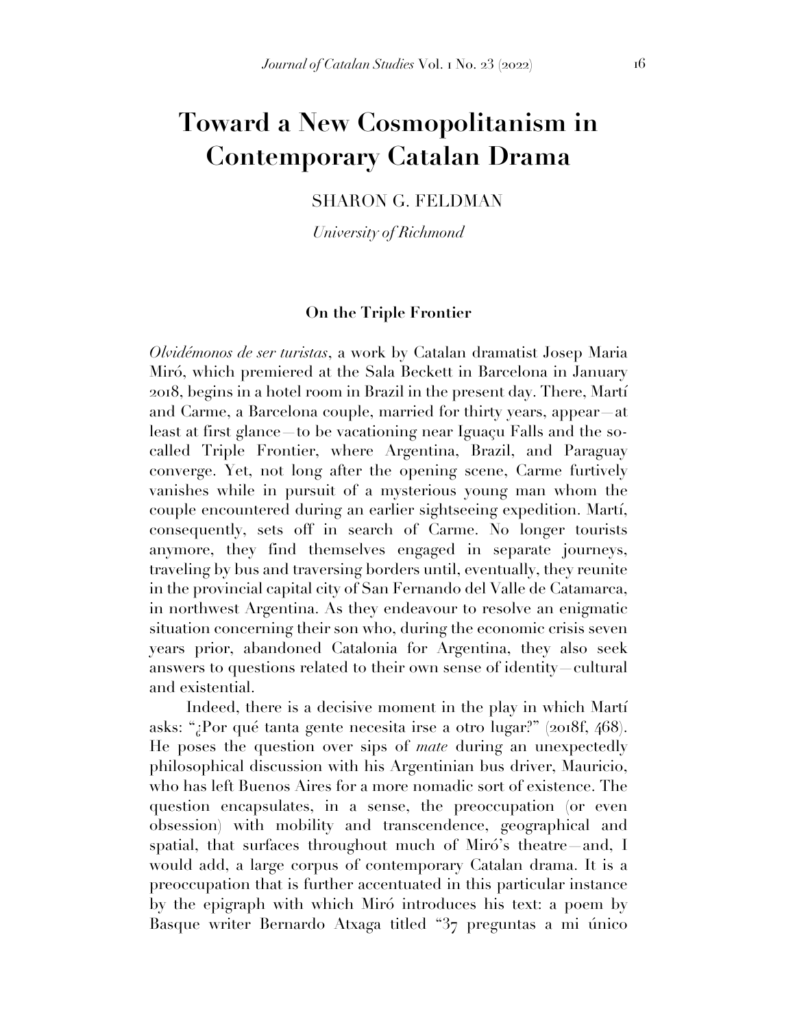# Toward a New Cosmopolitanism in Contemporary Catalan Drama

SHARON G. FELDMAN

*University of Richmond*

### On the Triple Frontier

*Olvidémonos de ser turistas*, a work by Catalan dramatist Josep Maria Miró, which premiered at the Sala Beckett in Barcelona in January 2018, begins in a hotel room in Brazil in the present day. There, Martí and Carme, a Barcelona couple, married for thirty years, appear—at least at first glance—to be vacationing near Iguaçu Falls and the so-called Triple Frontier, where Argentina, Brazil, and Paraguay converge. Yet, not long after the opening scene, Carme furtively vanishes while in pursuit of a mysterious young man whom the couple encountered during an earlier sightseeing expedition. Martí, consequently, sets off in search of Carme. No longer tourists anymore, they find themselves engaged in separate journeys, traveling by bus and traversing borders until, eventually, they reunite in the provincial capital city of San Fernando del Valle de Catamarca, in northwest Argentina. As they endeavour to resolve an enigmatic situation concerning their son who, during the economic crisis seven years prior, abandoned Catalonia for Argentina, they also seek answers to questions related to their own sense of identity—cultural and existential.

Indeed, there is a decisive moment in the play in which Martí asks: "¿Por qué tanta gente necesita irse a otro lugar?" (2018f, 468). He poses the question over sips of *mate* during an unexpectedly philosophical discussion with his Argentinian bus driver, Mauricio, who has left Buenos Aires for a more nomadic sort of existence. The question encapsulates, in a sense, the preoccupation (or even obsession) with mobility and transcendence, geographical and spatial, that surfaces throughout much of Miró's theatre—and, I would add, a large corpus of contemporary Catalan drama. It is a preoccupation that is further accentuated in this particular instance by the epigraph with which Miró introduces his text: a poem by Basque writer Bernardo Atxaga titled "37 preguntas a mi único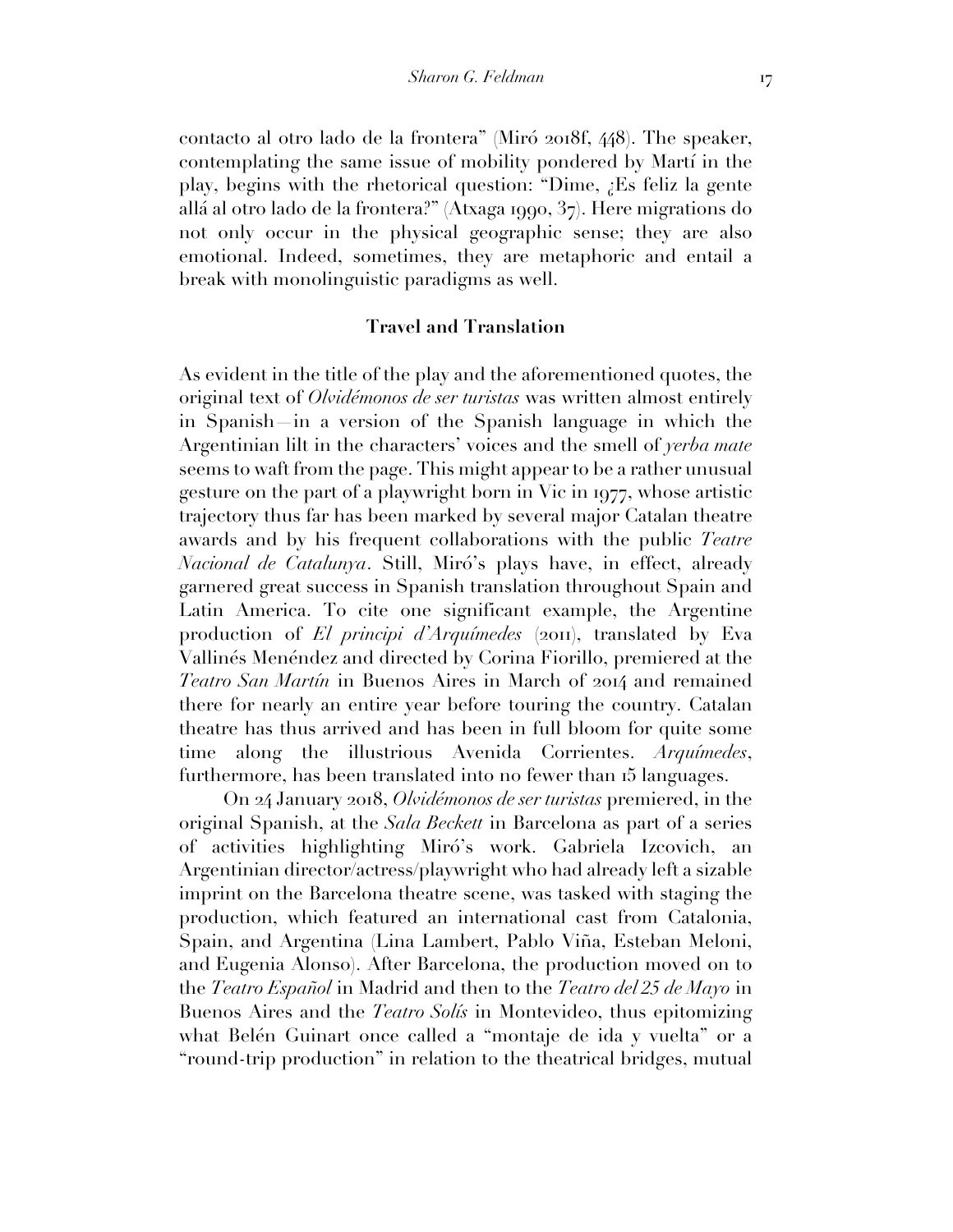contacto al otro lado de la frontera" (Miró 2018f, 448). The speaker, contemplating the same issue of mobility pondered by Martí in the play, begins with the rhetorical question: "Dime, ¿Es feliz la gente allá al otro lado de la frontera?" (Atxaga 1990, 37). Here migrations do not only occur in the physical geographic sense; they are also emotional. Indeed, sometimes, they are metaphoric and entail a break with monolinguistic paradigms as well.

## Travel and Translation

As evident in the title of the play and the aforementioned quotes, the original text of *Olvidémonos de ser turistas* was written almost entirely in Spanish—in a version of the Spanish language in which the Argentinian lilt in the characters' voices and the smell of *yerba mate* seems to waft from the page. This might appear to be a rather unusual gesture on the part of a playwright born in Vic in 1977, whose artistic trajectory thus far has been marked by several major Catalan theatre awards and by his frequent collaborations with the public *Teatre Nacional de Catalunya*. Still, Miró's plays have, in effect, already garnered great success in Spanish translation throughout Spain and Latin America. To cite one significant example, the Argentine production of *El principi d'Arquímedes* (2011), translated by Eva Vallinés Menéndez and directed by Corina Fiorillo, premiered at the *Teatro San Martín* in Buenos Aires in March of 2014 and remained there for nearly an entire year before touring the country. Catalan theatre has thus arrived and has been in full bloom for quite some time along the illustrious Avenida Corrientes. *Arquímedes*, furthermore, has been translated into no fewer than 15 languages.

On 24 January 2018, *Olvidémonos de ser turistas* premiered, in the original Spanish, at the *Sala Beckett* in Barcelona as part of a series of activities highlighting Miró's work. Gabriela Izcovich, an Argentinian director/actress/playwright who had already left a sizable imprint on the Barcelona theatre scene, was tasked with staging the production, which featured an international cast from Catalonia, Spain, and Argentina (Lina Lambert, Pablo Viña, Esteban Meloni, and Eugenia Alonso). After Barcelona, the production moved on to the *Teatro Español* in Madrid and then to the *Teatro del 25 de Mayo* in Buenos Aires and the *Teatro Solís* in Montevideo, thus epitomizing what Belén Guinart once called a "montaje de ida y vuelta" or a "round-trip production" in relation to the theatrical bridges, mutual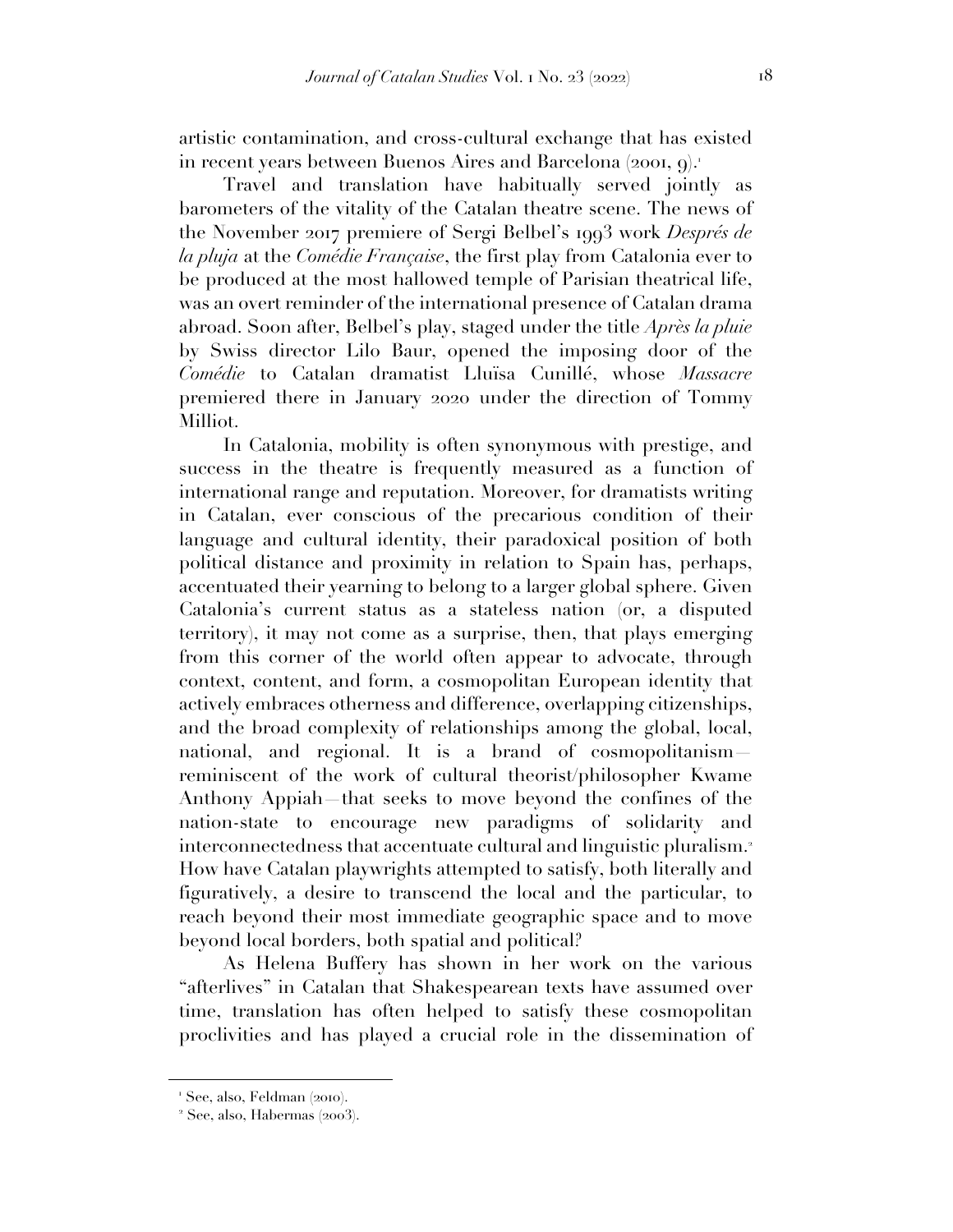artistic contamination, and cross-cultural exchange that has existed in recent years between Buenos Aires and Barcelona (2001, 9).[1]

Travel and translation have habitually served jointly as barometers of the vitality of the Catalan theatre scene. The news of the November 2017 premiere of Sergi Belbel's 1993 work *Després de la pluja* at the *Comédie Française*, the first play from Catalonia ever to be produced at the most hallowed temple of Parisian theatrical life, was an overt reminder of the international presence of Catalan drama abroad. Soon after, Belbel's play, staged under the title *Après la pluie* by Swiss director Lilo Baur, opened the imposing door of the *Comédie* to Catalan dramatist Lluïsa Cunillé, whose *Massacre* premiered there in January 2020 under the direction of Tommy Milliot.

In Catalonia, mobility is often synonymous with prestige, and success in the theatre is frequently measured as a function of international range and reputation. Moreover, for dramatists writing in Catalan, ever conscious of the precarious condition of their language and cultural identity, their paradoxical position of both political distance and proximity in relation to Spain has, perhaps, accentuated their yearning to belong to a larger global sphere. Given Catalonia's current status as a stateless nation (or, a disputed territory), it may not come as a surprise, then, that plays emerging from this corner of the world often appear to advocate, through context, content, and form, a cosmopolitan European identity that actively embraces otherness and difference, overlapping citizenships, and the broad complexity of relationships among the global, local, national, and regional. It is a brand of cosmopolitanism—reminiscent of the work of cultural theorist/philosopher Kwame Anthony Appiah—that seeks to move beyond the confines of the nation-state to encourage new paradigms of solidarity and interconnectedness that accentuate cultural and linguistic pluralism.[2] How have Catalan playwrights attempted to satisfy, both literally and figuratively, a desire to transcend the local and the particular, to reach beyond their most immediate geographic space and to move beyond local borders, both spatial and political?

As Helena Buffery has shown in her work on the various "afterlives" in Catalan that Shakespearean texts have assumed over time, translation has often helped to satisfy these cosmopolitan proclivities and has played a crucial role in the dissemination of

[1] See, also, Feldman (2010).

[2] See, also, Habermas (2003).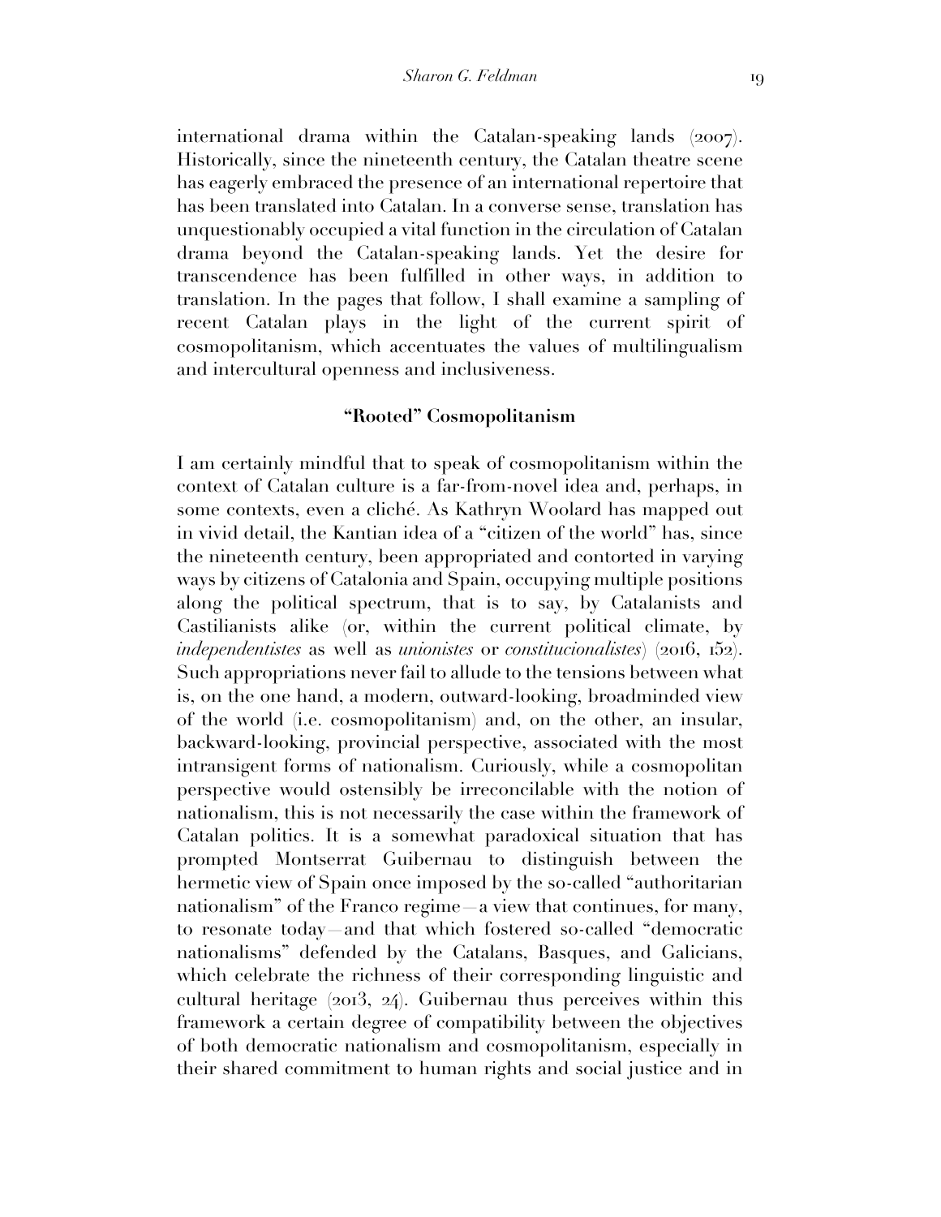international drama within the Catalan-speaking lands (2007). Historically, since the nineteenth century, the Catalan theatre scene has eagerly embraced the presence of an international repertoire that has been translated into Catalan. In a converse sense, translation has unquestionably occupied a vital function in the circulation of Catalan drama beyond the Catalan-speaking lands. Yet the desire for transcendence has been fulfilled in other ways, in addition to translation. In the pages that follow, I shall examine a sampling of recent Catalan plays in the light of the current spirit of cosmopolitanism, which accentuates the values of multilingualism and intercultural openness and inclusiveness.

## "Rooted" Cosmopolitanism

I am certainly mindful that to speak of cosmopolitanism within the context of Catalan culture is a far-from-novel idea and, perhaps, in some contexts, even a cliché. As Kathryn Woolard has mapped out in vivid detail, the Kantian idea of a "citizen of the world" has, since the nineteenth century, been appropriated and contorted in varying ways by citizens of Catalonia and Spain, occupying multiple positions along the political spectrum, that is to say, by Catalanists and Castilianists alike (or, within the current political climate, by *independentistes* as well as *unionistes* or *constitucionalistes*) (2016, 152). Such appropriations never fail to allude to the tensions between what is, on the one hand, a modern, outward-looking, broadminded view of the world (i.e. cosmopolitanism) and, on the other, an insular, backward-looking, provincial perspective, associated with the most intransigent forms of nationalism. Curiously, while a cosmopolitan perspective would ostensibly be irreconcilable with the notion of nationalism, this is not necessarily the case within the framework of Catalan politics. It is a somewhat paradoxical situation that has prompted Montserrat Guibernau to distinguish between the hermetic view of Spain once imposed by the so-called "authoritarian nationalism" of the Franco regime—a view that continues, for many, to resonate today—and that which fostered so-called "democratic nationalisms" defended by the Catalans, Basques, and Galicians, which celebrate the richness of their corresponding linguistic and cultural heritage (2013, 24). Guibernau thus perceives within this framework a certain degree of compatibility between the objectives of both democratic nationalism and cosmopolitanism, especially in their shared commitment to human rights and social justice and in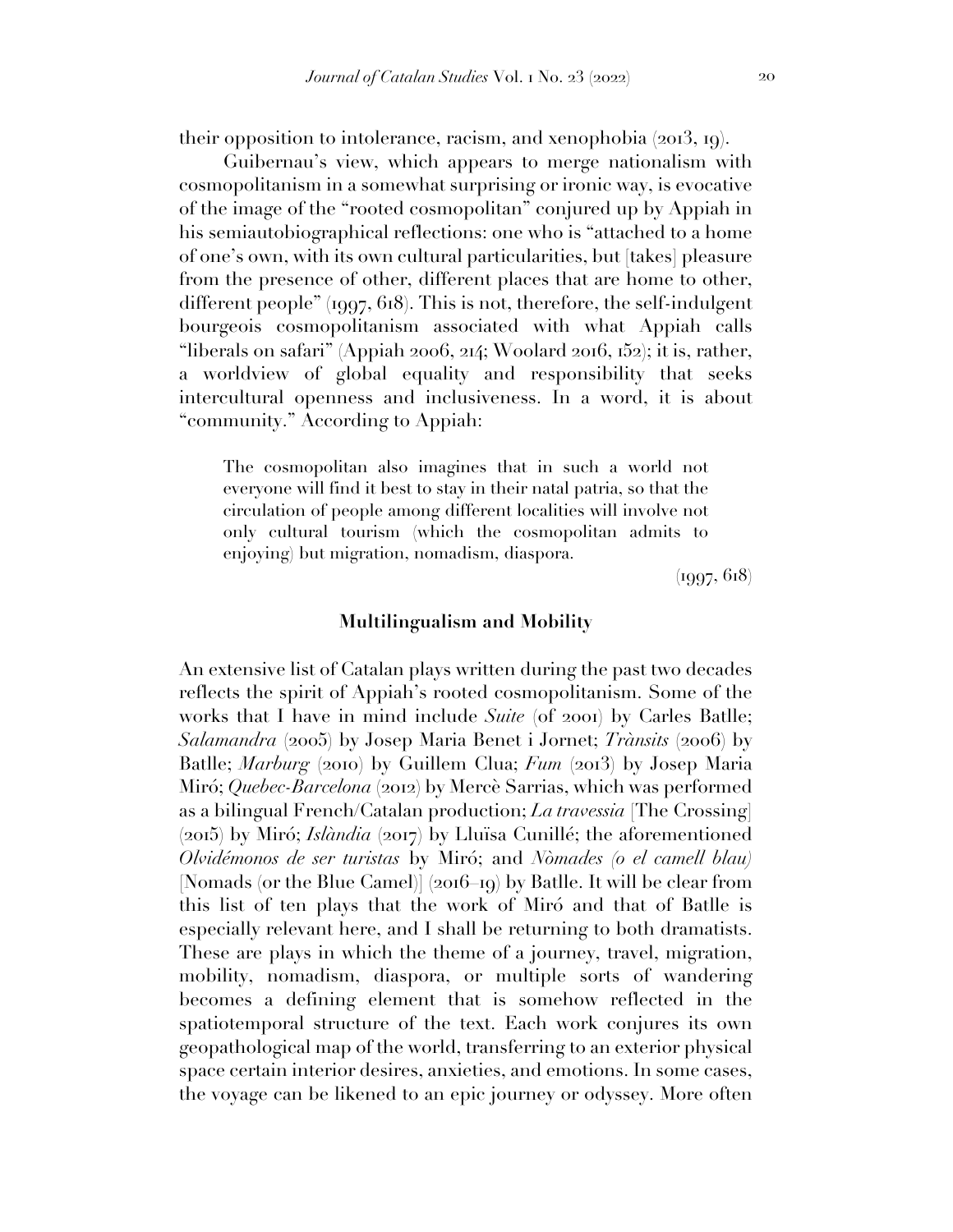their opposition to intolerance, racism, and xenophobia (2013, 19).

Guibernau's view, which appears to merge nationalism with cosmopolitanism in a somewhat surprising or ironic way, is evocative of the image of the "rooted cosmopolitan" conjured up by Appiah in his semiautobiographical reflections: one who is "attached to a home of one's own, with its own cultural particularities, but [takes] pleasure from the presence of other, different places that are home to other, different people" (1997, 618). This is not, therefore, the self-indulgent bourgeois cosmopolitanism associated with what Appiah calls "liberals on safari" (Appiah 2006, 214; Woolard 2016, 152); it is, rather, a worldview of global equality and responsibility that seeks intercultural openness and inclusiveness. In a word, it is about "community." According to Appiah:

> The cosmopolitan also imagines that in such a world not everyone will find it best to stay in their natal patria, so that the circulation of people among different localities will involve not only cultural tourism (which the cosmopolitan admits to enjoying) but migration, nomadism, diaspora.
>
> (1997, 618)

## Multilingualism and Mobility

An extensive list of Catalan plays written during the past two decades reflects the spirit of Appiah's rooted cosmopolitanism. Some of the works that I have in mind include *Suite* (of 2001) by Carles Batlle; *Salamandra* (2005) by Josep Maria Benet i Jornet; *Trànsits* (2006) by Batlle; *Marburg* (2010) by Guillem Clua; *Fum* (2013) by Josep Maria Miró; *Quebec-Barcelona* (2012) by Mercè Sarrias, which was performed as a bilingual French/Catalan production; *La travessia* [The Crossing] (2015) by Miró; *Islàndia* (2017) by Lluïsa Cunillé; the aforementioned *Olvidémonos de ser turistas* by Miró; and *Nòmades (o el camell blau)* [Nomads (or the Blue Camel)] (2016–19) by Batlle. It will be clear from this list of ten plays that the work of Miró and that of Batlle is especially relevant here, and I shall be returning to both dramatists. These are plays in which the theme of a journey, travel, migration, mobility, nomadism, diaspora, or multiple sorts of wandering becomes a defining element that is somehow reflected in the spatiotemporal structure of the text. Each work conjures its own geopathological map of the world, transferring to an exterior physical space certain interior desires, anxieties, and emotions. In some cases, the voyage can be likened to an epic journey or odyssey. More often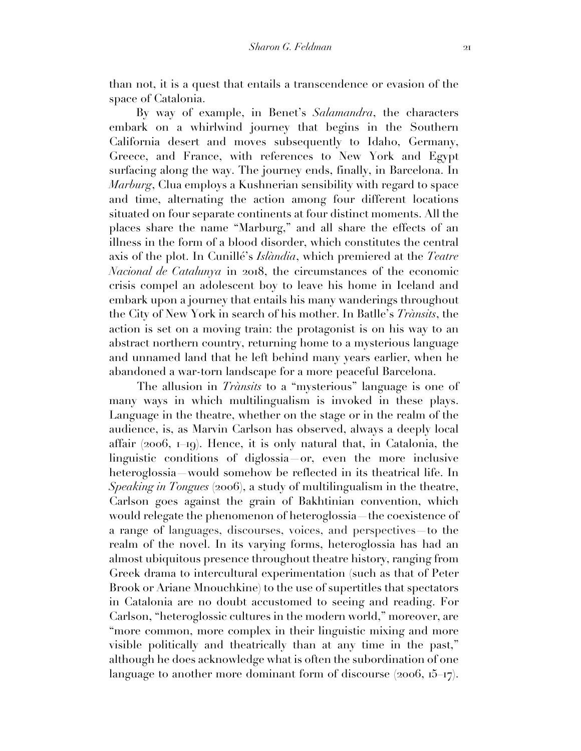than not, it is a quest that entails a transcendence or evasion of the space of Catalonia.

By way of example, in Benet's *Salamandra*, the characters embark on a whirlwind journey that begins in the Southern California desert and moves subsequently to Idaho, Germany, Greece, and France, with references to New York and Egypt surfacing along the way. The journey ends, finally, in Barcelona. In *Marburg*, Clua employs a Kushnerian sensibility with regard to space and time, alternating the action among four different locations situated on four separate continents at four distinct moments. All the places share the name "Marburg," and all share the effects of an illness in the form of a blood disorder, which constitutes the central axis of the plot. In Cunillé's *Islàndia*, which premiered at the *Teatre Nacional de Catalunya* in 2018, the circumstances of the economic crisis compel an adolescent boy to leave his home in Iceland and embark upon a journey that entails his many wanderings throughout the City of New York in search of his mother. In Batlle's *Trànsits*, the action is set on a moving train: the protagonist is on his way to an abstract northern country, returning home to a mysterious language and unnamed land that he left behind many years earlier, when he abandoned a war-torn landscape for a more peaceful Barcelona.

The allusion in *Trànsits* to a "mysterious" language is one of many ways in which multilingualism is invoked in these plays. Language in the theatre, whether on the stage or in the realm of the audience, is, as Marvin Carlson has observed, always a deeply local affair (2006, 1–19). Hence, it is only natural that, in Catalonia, the linguistic conditions of diglossia—or, even the more inclusive heteroglossia—would somehow be reflected in its theatrical life. In *Speaking in Tongues* (2006), a study of multilingualism in the theatre, Carlson goes against the grain of Bakhtinian convention, which would relegate the phenomenon of heteroglossia—the coexistence of a range of languages, discourses, voices, and perspectives—to the realm of the novel. In its varying forms, heteroglossia has had an almost ubiquitous presence throughout theatre history, ranging from Greek drama to intercultural experimentation (such as that of Peter Brook or Ariane Mnouchkine) to the use of supertitles that spectators in Catalonia are no doubt accustomed to seeing and reading. For Carlson, "heteroglossic cultures in the modern world," moreover, are "more common, more complex in their linguistic mixing and more visible politically and theatrically than at any time in the past," although he does acknowledge what is often the subordination of one language to another more dominant form of discourse (2006, 15–17).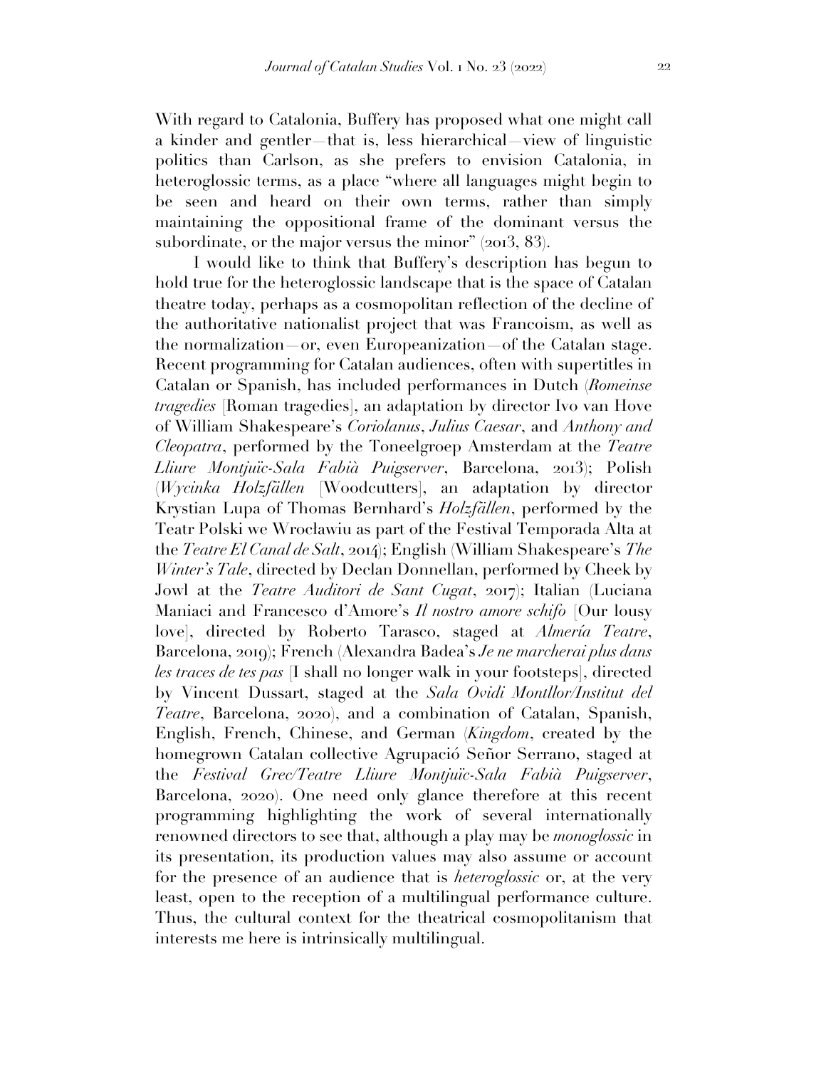With regard to Catalonia, Buffery has proposed what one might call a kinder and gentler—that is, less hierarchical—view of linguistic politics than Carlson, as she prefers to envision Catalonia, in heteroglossic terms, as a place "where all languages might begin to be seen and heard on their own terms, rather than simply maintaining the oppositional frame of the dominant versus the subordinate, or the major versus the minor" (2013, 83).

I would like to think that Buffery's description has begun to hold true for the heteroglossic landscape that is the space of Catalan theatre today, perhaps as a cosmopolitan reflection of the decline of the authoritative nationalist project that was Francoism, as well as the normalization—or, even Europeanization—of the Catalan stage. Recent programming for Catalan audiences, often with supertitles in Catalan or Spanish, has included performances in Dutch (*Romeinse tragedies* [Roman tragedies], an adaptation by director Ivo van Hove of William Shakespeare's *Coriolanus*, *Julius Caesar*, and *Anthony and Cleopatra*, performed by the Toneelgroep Amsterdam at the *Teatre Lliure Montjuïc-Sala Fabià Puigserver*, Barcelona, 2013); Polish (*Wycinka Holzfällen* [Woodcutters], an adaptation by director Krystian Lupa of Thomas Bernhard's *Holzfällen*, performed by the Teatr Polski we Wrocławiu as part of the Festival Temporada Alta at the *Teatre El Canal de Salt*, 2014); English (William Shakespeare's *The Winter's Tale*, directed by Declan Donnellan, performed by Cheek by Jowl at the *Teatre Auditori de Sant Cugat*, 2017); Italian (Luciana Maniaci and Francesco d'Amore's *Il nostro amore schifo* [Our lousy love], directed by Roberto Tarasco, staged at *Almería Teatre*, Barcelona, 2019); French (Alexandra Badea's *Je ne marcherai plus dans les traces de tes pas* [I shall no longer walk in your footsteps], directed by Vincent Dussart, staged at the *Sala Ovidi Montllor/Institut del Teatre*, Barcelona, 2020), and a combination of Catalan, Spanish, English, French, Chinese, and German (*Kingdom*, created by the homegrown Catalan collective Agrupació Señor Serrano, staged at the *Festival Grec/Teatre Lliure Montjuïc-Sala Fabià Puigserver*, Barcelona, 2020). One need only glance therefore at this recent programming highlighting the work of several internationally renowned directors to see that, although a play may be *monoglossic* in its presentation, its production values may also assume or account for the presence of an audience that is *heteroglossic* or, at the very least, open to the reception of a multilingual performance culture. Thus, the cultural context for the theatrical cosmopolitanism that interests me here is intrinsically multilingual.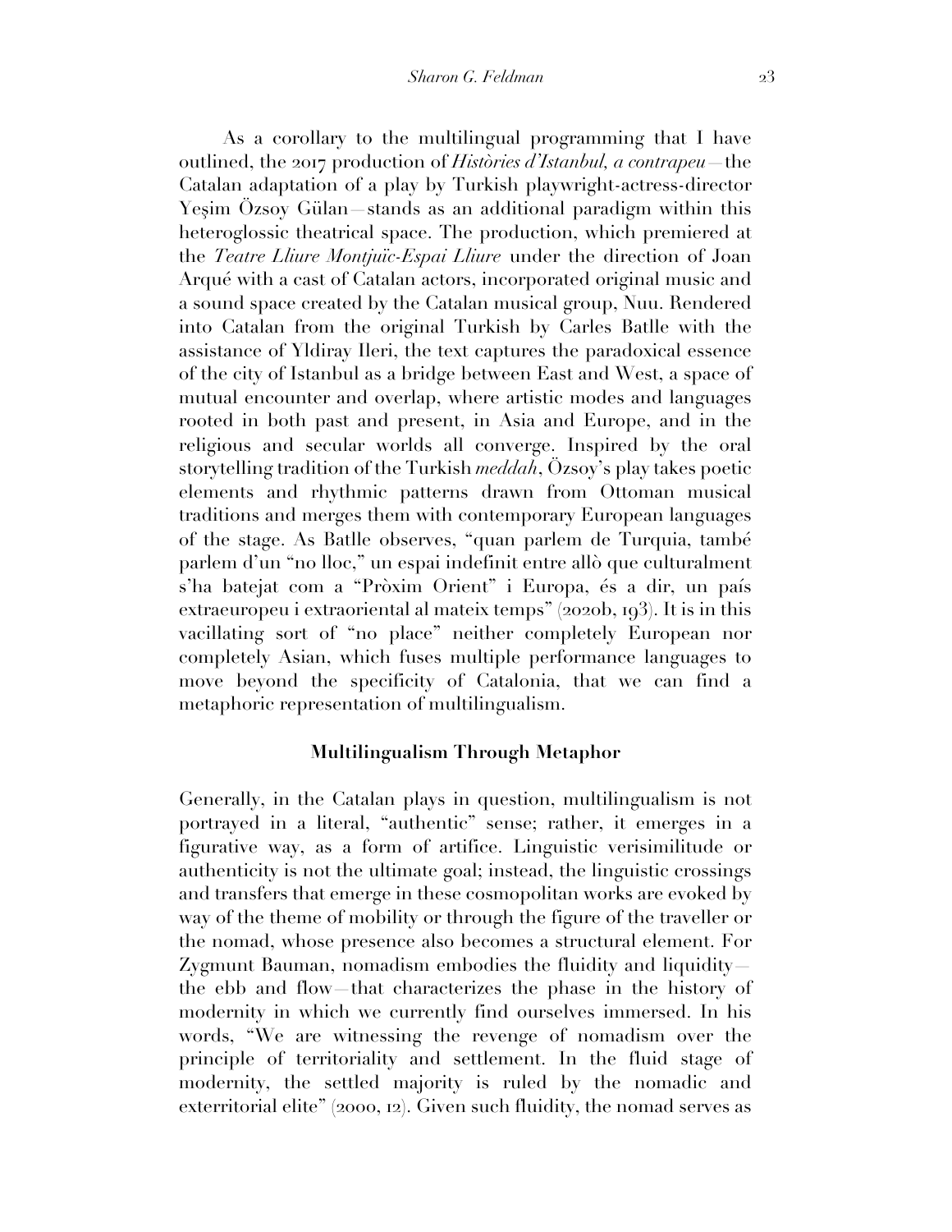As a corollary to the multilingual programming that I have outlined, the 2017 production of *Històries d'Istanbul, a contrapeu*—the Catalan adaptation of a play by Turkish playwright-actress-director Yeşim Özsoy Gülan—stands as an additional paradigm within this heteroglossic theatrical space. The production, which premiered at the *Teatre Lliure Montjuïc-Espai Lliure* under the direction of Joan Arqué with a cast of Catalan actors, incorporated original music and a sound space created by the Catalan musical group, Nuu. Rendered into Catalan from the original Turkish by Carles Batlle with the assistance of Yldiray Ileri, the text captures the paradoxical essence of the city of Istanbul as a bridge between East and West, a space of mutual encounter and overlap, where artistic modes and languages rooted in both past and present, in Asia and Europe, and in the religious and secular worlds all converge. Inspired by the oral storytelling tradition of the Turkish *meddah*, Özsoy's play takes poetic elements and rhythmic patterns drawn from Ottoman musical traditions and merges them with contemporary European languages of the stage. As Batlle observes, "quan parlem de Turquia, també parlem d'un "no lloc," un espai indefinit entre allò que culturalment s'ha batejat com a "Pròxim Orient" i Europa, és a dir, un país extraeuropeu i extraoriental al mateix temps" (2020b, 193). It is in this vacillating sort of "no place" neither completely European nor completely Asian, which fuses multiple performance languages to move beyond the specificity of Catalonia, that we can find a metaphoric representation of multilingualism.

## Multilingualism Through Metaphor

Generally, in the Catalan plays in question, multilingualism is not portrayed in a literal, "authentic" sense; rather, it emerges in a figurative way, as a form of artifice. Linguistic verisimilitude or authenticity is not the ultimate goal; instead, the linguistic crossings and transfers that emerge in these cosmopolitan works are evoked by way of the theme of mobility or through the figure of the traveller or the nomad, whose presence also becomes a structural element. For Zygmunt Bauman, nomadism embodies the fluidity and liquidity—the ebb and flow—that characterizes the phase in the history of modernity in which we currently find ourselves immersed. In his words, "We are witnessing the revenge of nomadism over the principle of territoriality and settlement. In the fluid stage of modernity, the settled majority is ruled by the nomadic and exterritorial elite" (2000, 12). Given such fluidity, the nomad serves as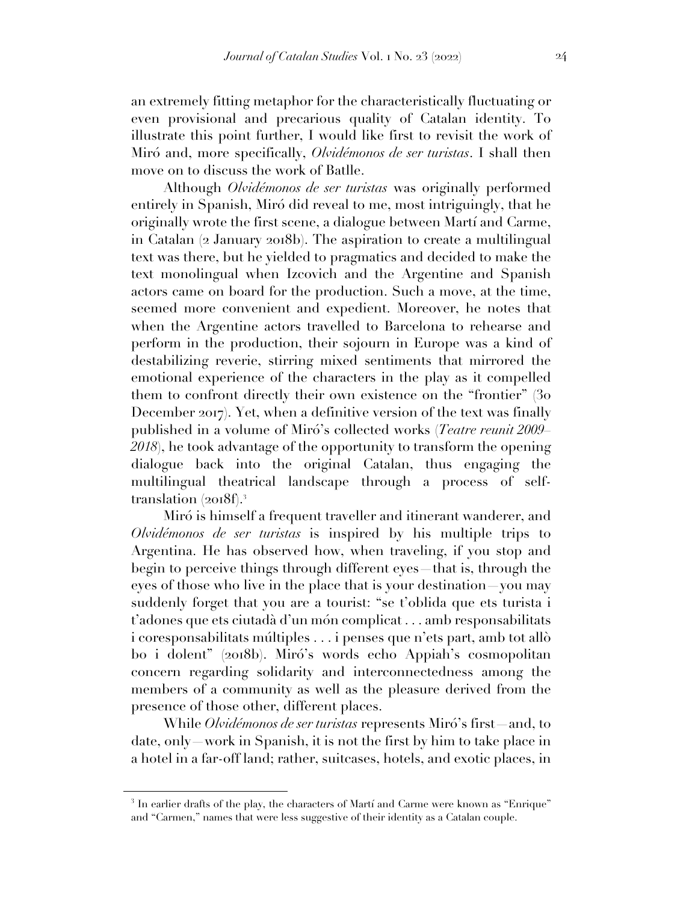an extremely fitting metaphor for the characteristically fluctuating or even provisional and precarious quality of Catalan identity. To illustrate this point further, I would like first to revisit the work of Miró and, more specifically, *Olvidémonos de ser turistas*. I shall then move on to discuss the work of Batlle.

Although *Olvidémonos de ser turistas* was originally performed entirely in Spanish, Miró did reveal to me, most intriguingly, that he originally wrote the first scene, a dialogue between Martí and Carme, in Catalan (2 January 2018b). The aspiration to create a multilingual text was there, but he yielded to pragmatics and decided to make the text monolingual when Izcovich and the Argentine and Spanish actors came on board for the production. Such a move, at the time, seemed more convenient and expedient. Moreover, he notes that when the Argentine actors travelled to Barcelona to rehearse and perform in the production, their sojourn in Europe was a kind of destabilizing reverie, stirring mixed sentiments that mirrored the emotional experience of the characters in the play as it compelled them to confront directly their own existence on the "frontier" (30 December 2017). Yet, when a definitive version of the text was finally published in a volume of Miró's collected works (*Teatre reunit 2009–2018*), he took advantage of the opportunity to transform the opening dialogue back into the original Catalan, thus engaging the multilingual theatrical landscape through a process of self-translation (2018f).[3]

Miró is himself a frequent traveller and itinerant wanderer, and *Olvidémonos de ser turistas* is inspired by his multiple trips to Argentina. He has observed how, when traveling, if you stop and begin to perceive things through different eyes—that is, through the eyes of those who live in the place that is your destination—you may suddenly forget that you are a tourist: "se t'oblida que ets turista i t'adones que ets ciutadà d'un món complicat . . . amb responsabilitats i coresponsabilitats múltiples . . . i penses que n'ets part, amb tot allò bo i dolent" (2018b). Miró's words echo Appiah's cosmopolitan concern regarding solidarity and interconnectedness among the members of a community as well as the pleasure derived from the presence of those other, different places.

While *Olvidémonos de ser turistas* represents Miró's first—and, to date, only—work in Spanish, it is not the first by him to take place in a hotel in a far-off land; rather, suitcases, hotels, and exotic places, in

---

[3] In earlier drafts of the play, the characters of Martí and Carme were known as "Enrique" and "Carmen," names that were less suggestive of their identity as a Catalan couple.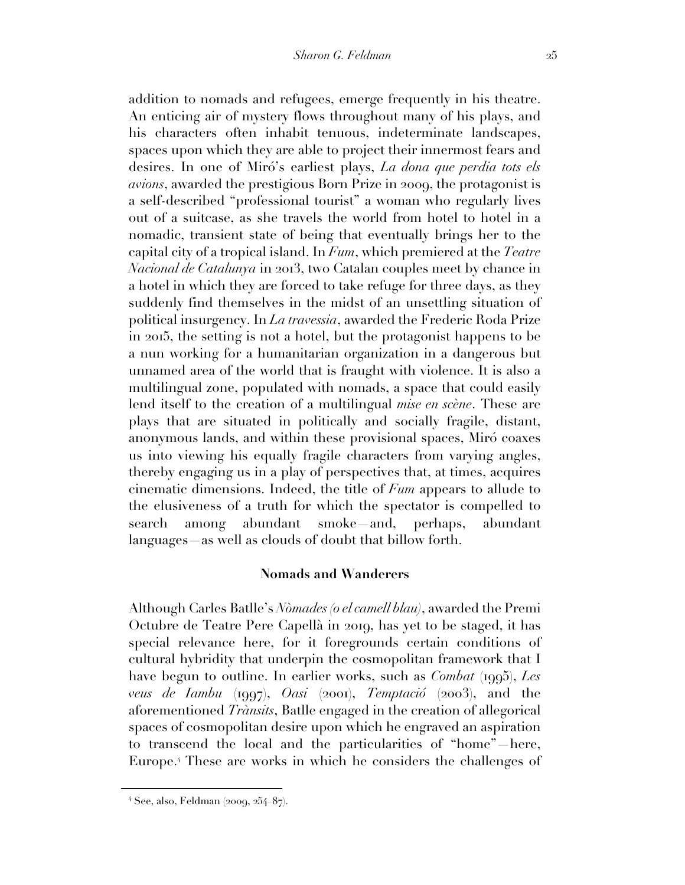addition to nomads and refugees, emerge frequently in his theatre. An enticing air of mystery flows throughout many of his plays, and his characters often inhabit tenuous, indeterminate landscapes, spaces upon which they are able to project their innermost fears and desires. In one of Miró's earliest plays, *La dona que perdia tots els avions*, awarded the prestigious Born Prize in 2009, the protagonist is a self-described "professional tourist" a woman who regularly lives out of a suitcase, as she travels the world from hotel to hotel in a nomadic, transient state of being that eventually brings her to the capital city of a tropical island. In *Fum*, which premiered at the *Teatre Nacional de Catalunya* in 2013, two Catalan couples meet by chance in a hotel in which they are forced to take refuge for three days, as they suddenly find themselves in the midst of an unsettling situation of political insurgency. In *La travessia*, awarded the Frederic Roda Prize in 2015, the setting is not a hotel, but the protagonist happens to be a nun working for a humanitarian organization in a dangerous but unnamed area of the world that is fraught with violence. It is also a multilingual zone, populated with nomads, a space that could easily lend itself to the creation of a multilingual *mise en scène*. These are plays that are situated in politically and socially fragile, distant, anonymous lands, and within these provisional spaces, Miró coaxes us into viewing his equally fragile characters from varying angles, thereby engaging us in a play of perspectives that, at times, acquires cinematic dimensions. Indeed, the title of *Fum* appears to allude to the elusiveness of a truth for which the spectator is compelled to search among abundant smoke—and, perhaps, abundant languages—as well as clouds of doubt that billow forth.

## Nomads and Wanderers

Although Carles Batlle's *Nòmades (o el camell blau)*, awarded the Premi Octubre de Teatre Pere Capellà in 2019, has yet to be staged, it has special relevance here, for it foregrounds certain conditions of cultural hybridity that underpin the cosmopolitan framework that I have begun to outline. In earlier works, such as *Combat* (1995), *Les veus de Iambu* (1997), *Oasi* (2001), *Temptació* (2003), and the aforementioned *Trànsits*, Batlle engaged in the creation of allegorical spaces of cosmopolitan desire upon which he engraved an aspiration to transcend the local and the particularities of "home"—here, Europe.[4] These are works in which he considers the challenges of

[4] See, also, Feldman (2009, 254–87).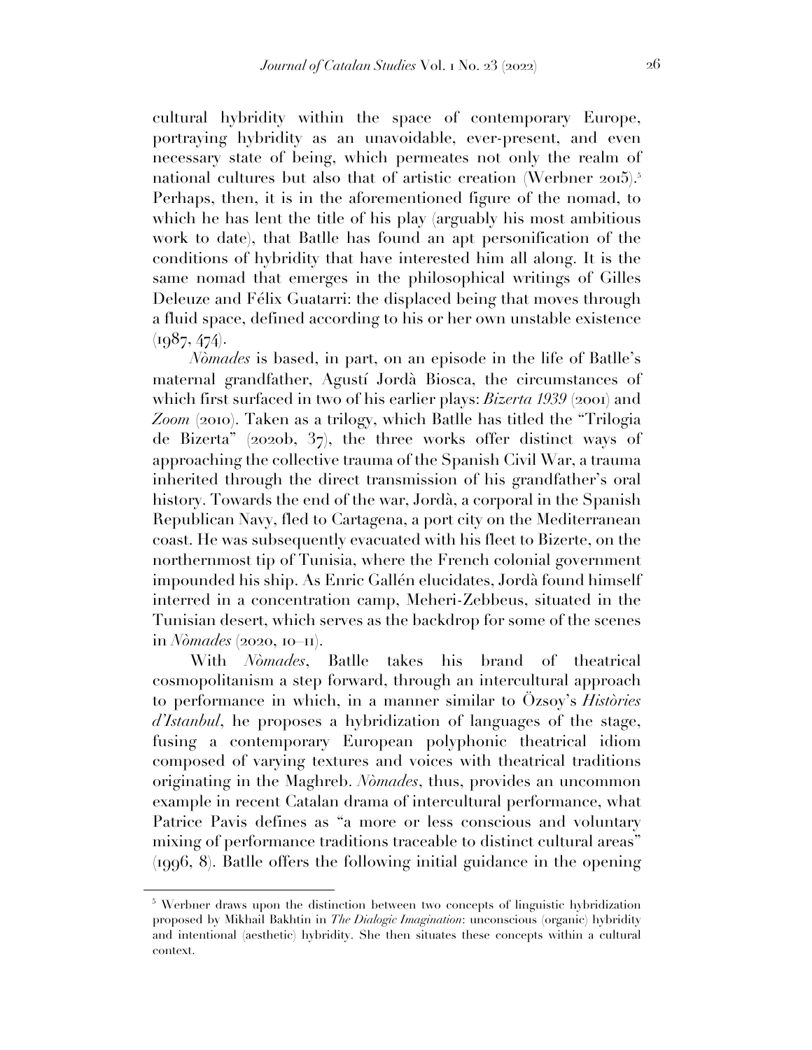cultural hybridity within the space of contemporary Europe, portraying hybridity as an unavoidable, ever-present, and even necessary state of being, which permeates not only the realm of national cultures but also that of artistic creation (Werbner 2015).[5] Perhaps, then, it is in the aforementioned figure of the nomad, to which he has lent the title of his play (arguably his most ambitious work to date), that Batlle has found an apt personification of the conditions of hybridity that have interested him all along. It is the same nomad that emerges in the philosophical writings of Gilles Deleuze and Félix Guatarri: the displaced being that moves through a fluid space, defined according to his or her own unstable existence (1987, 474).

*Nòmades* is based, in part, on an episode in the life of Batlle's maternal grandfather, Agustí Jordà Biosca, the circumstances of which first surfaced in two of his earlier plays: *Bizerta 1939* (2001) and *Zoom* (2010). Taken as a trilogy, which Batlle has titled the "Trilogia de Bizerta" (2020b, 37), the three works offer distinct ways of approaching the collective trauma of the Spanish Civil War, a trauma inherited through the direct transmission of his grandfather's oral history. Towards the end of the war, Jordà, a corporal in the Spanish Republican Navy, fled to Cartagena, a port city on the Mediterranean coast. He was subsequently evacuated with his fleet to Bizerte, on the northernmost tip of Tunisia, where the French colonial government impounded his ship. As Enric Gallén elucidates, Jordà found himself interred in a concentration camp, Meheri-Zebbeus, situated in the Tunisian desert, which serves as the backdrop for some of the scenes in *Nòmades* (2020, 10–11).

With *Nòmades*, Batlle takes his brand of theatrical cosmopolitanism a step forward, through an intercultural approach to performance in which, in a manner similar to Özsoy's *Històries d'Istanbul*, he proposes a hybridization of languages of the stage, fusing a contemporary European polyphonic theatrical idiom composed of varying textures and voices with theatrical traditions originating in the Maghreb. *Nòmades*, thus, provides an uncommon example in recent Catalan drama of intercultural performance, what Patrice Pavis defines as "a more or less conscious and voluntary mixing of performance traditions traceable to distinct cultural areas" (1996, 8). Batlle offers the following initial guidance in the opening

---

[5] Werbner draws upon the distinction between two concepts of linguistic hybridization proposed by Mikhail Bakhtin in *The Dialogic Imagination*: unconscious (organic) hybridity and intentional (aesthetic) hybridity. She then situates these concepts within a cultural context.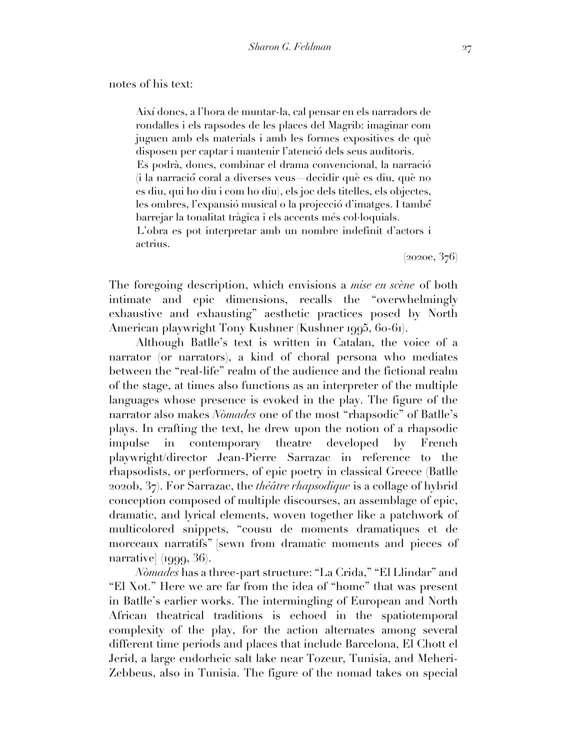notes of his text:

> Així doncs, a l'hora de muntar-la, cal pensar en els narradors de rondalles i els rapsodes de les places del Magrib: imaginar com juguen amb els materials i amb les formes expositives de què disposen per captar i mantenir l'atenció dels seus auditoris.
> Es podrà, doncs, combinar el drama convencional, la narració (i la narració coral a diverses veus—decidir què es diu, què no es diu, qui ho diu i com ho diu), els joc dels titelles, els objectes, les ombres, l'expansió musical o la projecció d'imatges. I també barrejar la tonalitat tràgica i els accents més col·loquials.
> L'obra es pot interpretar amb un nombre indefinit d'actors i actrius.
>
> (2020e, 376)

The foregoing description, which envisions a *mise en scène* of both intimate and epic dimensions, recalls the "overwhelmingly exhaustive and exhausting" aesthetic practices posed by North American playwright Tony Kushner (Kushner 1995, 60-61).

Although Batlle's text is written in Catalan, the voice of a narrator (or narrators), a kind of choral persona who mediates between the "real-life" realm of the audience and the fictional realm of the stage, at times also functions as an interpreter of the multiple languages whose presence is evoked in the play. The figure of the narrator also makes *Nòmades* one of the most "rhapsodic" of Batlle's plays. In crafting the text, he drew upon the notion of a rhapsodic impulse in contemporary theatre developed by French playwright/director Jean-Pierre Sarrazac in reference to the rhapsodists, or performers, of epic poetry in classical Greece (Batlle 2020b, 37). For Sarrazac, the *théâtre rhapsodique* is a collage of hybrid conception composed of multiple discourses, an assemblage of epic, dramatic, and lyrical elements, woven together like a patchwork of multicolored snippets, "cousu de moments dramatiques et de morceaux narratifs" [sewn from dramatic moments and pieces of narrative] (1999, 36).

*Nòmades* has a three-part structure: "La Crida," "El Llindar" and "El Xot." Here we are far from the idea of "home" that was present in Batlle's earlier works. The intermingling of European and North African theatrical traditions is echoed in the spatiotemporal complexity of the play, for the action alternates among several different time periods and places that include Barcelona, El Chott el Jerid, a large endorheic salt lake near Tozeur, Tunisia, and Meheri-Zebbeus, also in Tunisia. The figure of the nomad takes on special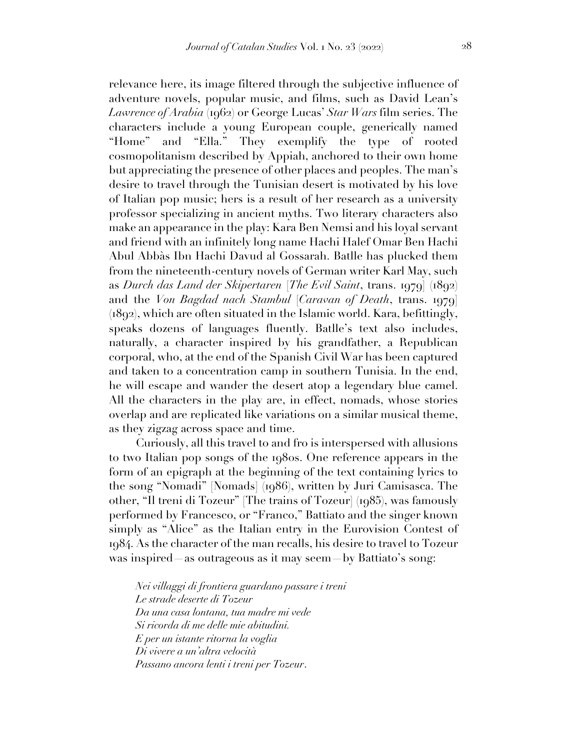relevance here, its image filtered through the subjective influence of adventure novels, popular music, and films, such as David Lean's *Lawrence of Arabia* (1962) or George Lucas' *Star Wars* film series. The characters include a young European couple, generically named "Home" and "Ella." They exemplify the type of rooted cosmopolitanism described by Appiah, anchored to their own home but appreciating the presence of other places and peoples. The man's desire to travel through the Tunisian desert is motivated by his love of Italian pop music; hers is a result of her research as a university professor specializing in ancient myths. Two literary characters also make an appearance in the play: Kara Ben Nemsi and his loyal servant and friend with an infinitely long name Hachi Halef Omar Ben Hachi Abul Abbàs Ibn Hachi Davud al Gossarah. Batlle has plucked them from the nineteenth-century novels of German writer Karl May, such as *Durch das Land der Skipertaren* [*The Evil Saint*, trans. 1979] (1892) and the *Von Bagdad nach Stambul* [*Caravan of Death*, trans. 1979] (1892), which are often situated in the Islamic world. Kara, befittingly, speaks dozens of languages fluently. Batlle's text also includes, naturally, a character inspired by his grandfather, a Republican corporal, who, at the end of the Spanish Civil War has been captured and taken to a concentration camp in southern Tunisia. In the end, he will escape and wander the desert atop a legendary blue camel. All the characters in the play are, in effect, nomads, whose stories overlap and are replicated like variations on a similar musical theme, as they zigzag across space and time.

Curiously, all this travel to and fro is interspersed with allusions to two Italian pop songs of the 1980s. One reference appears in the form of an epigraph at the beginning of the text containing lyrics to the song "Nomadi" [Nomads] (1986), written by Juri Camisasca. The other, "Il treni di Tozeur" [The trains of Tozeur] (1985), was famously performed by Francesco, or "Franco," Battiato and the singer known simply as "Alice" as the Italian entry in the Eurovision Contest of 1984. As the character of the man recalls, his desire to travel to Tozeur was inspired—as outrageous as it may seem—by Battiato's song:

> *Nei villaggi di frontiera guardano passare i treni*
> *Le strade deserte di Tozeur*
> *Da una casa lontana, tua madre mi vede*
> *Si ricorda di me delle mie abitudini.*
> *E per un istante ritorna la voglia*
> *Di vivere a un'altra velocità*
> *Passano ancora lenti i treni per Tozeur.*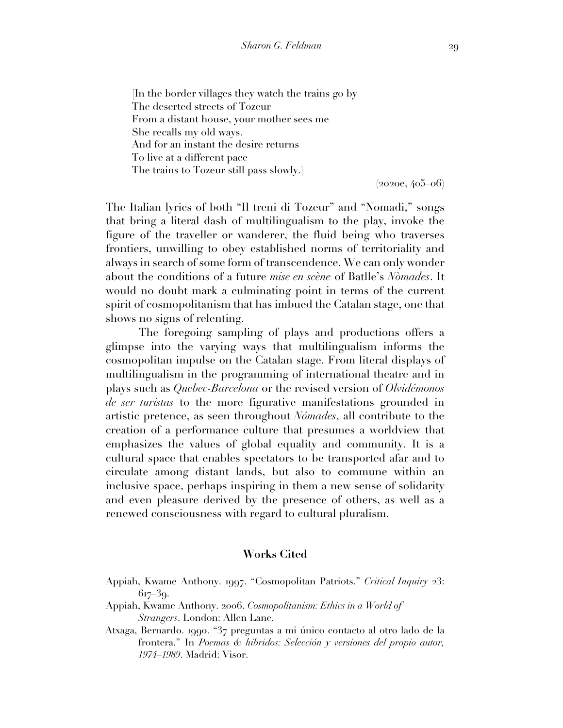[In the border villages they watch the trains go by  
The deserted streets of Tozeur  
From a distant house, your mother sees me  
She recalls my old ways.  
And for an instant the desire returns  
To live at a different pace  
The trains to Tozeur still pass slowly.]

(2020e, 405–06)

The Italian lyrics of both "Il treni di Tozeur" and "Nomadi," songs that bring a literal dash of multilingualism to the play, invoke the figure of the traveller or wanderer, the fluid being who traverses frontiers, unwilling to obey established norms of territoriality and always in search of some form of transcendence. We can only wonder about the conditions of a future *mise en scène* of Batlle's *Nòmades*. It would no doubt mark a culminating point in terms of the current spirit of cosmopolitanism that has imbued the Catalan stage, one that shows no signs of relenting.

The foregoing sampling of plays and productions offers a glimpse into the varying ways that multilingualism informs the cosmopolitan impulse on the Catalan stage. From literal displays of multilingualism in the programming of international theatre and in plays such as *Quebec-Barcelona* or the revised version of *Olvidémonos de ser turistas* to the more figurative manifestations grounded in artistic pretence, as seen throughout *Nómades*, all contribute to the creation of a performance culture that presumes a worldview that emphasizes the values of global equality and community. It is a cultural space that enables spectators to be transported afar and to circulate among distant lands, but also to commune within an inclusive space, perhaps inspiring in them a new sense of solidarity and even pleasure derived by the presence of others, as well as a renewed consciousness with regard to cultural pluralism.

## Works Cited

Appiah, Kwame Anthony. 1997. "Cosmopolitan Patriots." *Critical Inquiry* 23: 617–39.

Appiah, Kwame Anthony. 2006. *Cosmopolitanism: Ethics in a World of Strangers*. London: Allen Lane.

Atxaga, Bernardo. 1990. "37 preguntas a mi único contacto al otro lado de la frontera." In *Poemas & híbridos: Selección y versiones del propio autor, 1974–1989*. Madrid: Visor.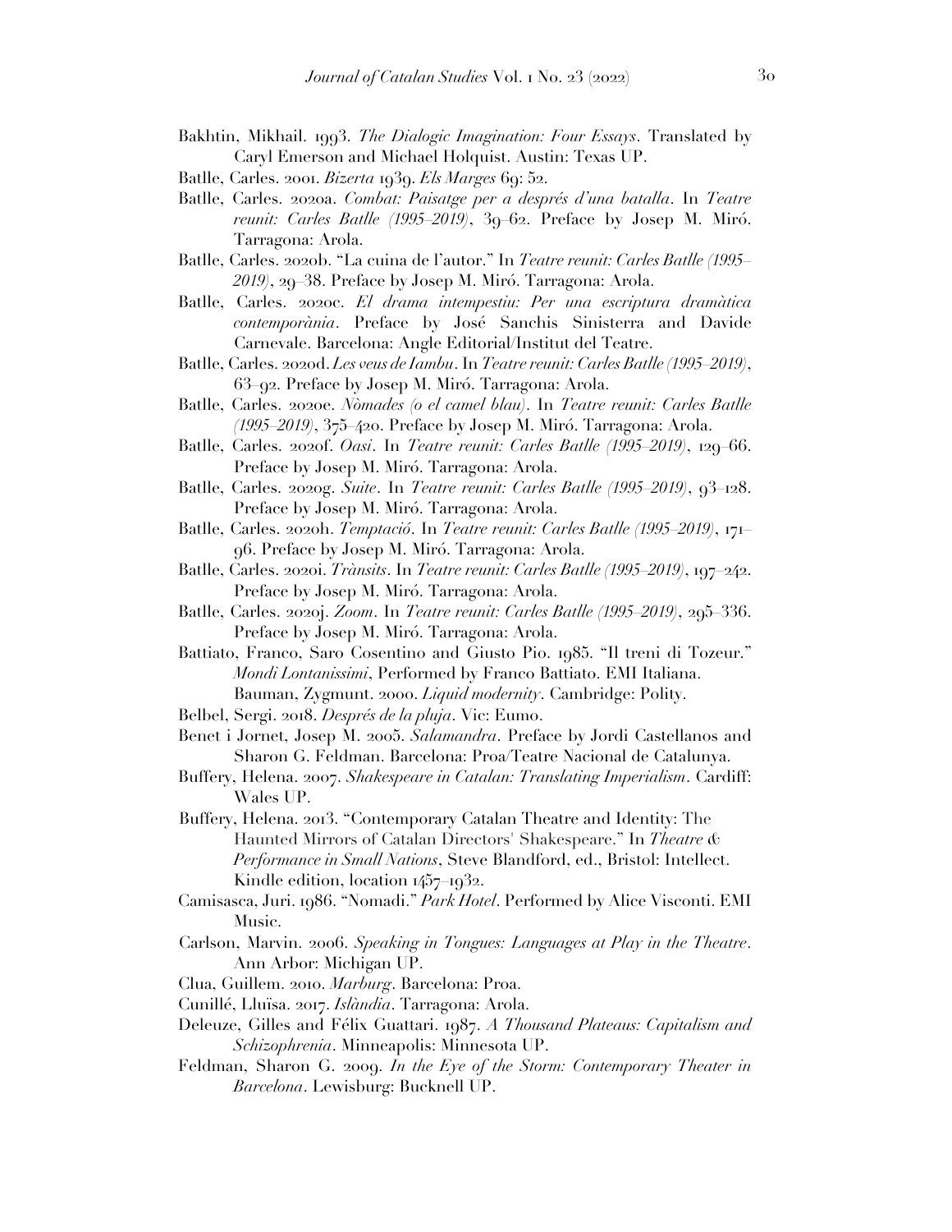Bakhtin, Mikhail. 1993. *The Dialogic Imagination: Four Essays*. Translated by Caryl Emerson and Michael Holquist. Austin: Texas UP.

Batlle, Carles. 2001. *Bizerta 1939*. *Els Marges* 69: 52.

Batlle, Carles. 2020a. *Combat: Paisatge per a després d'una batalla*. In *Teatre reunit: Carles Batlle (1995–2019)*, 39–62. Preface by Josep M. Miró. Tarragona: Arola.

Batlle, Carles. 2020b. "La cuina de l'autor." In *Teatre reunit: Carles Batlle (1995–2019)*, 29–38. Preface by Josep M. Miró. Tarragona: Arola.

Batlle, Carles. 2020c. *El drama intempestiu: Per una escriptura dramàtica contemporània*. Preface by José Sanchis Sinisterra and Davide Carnevale. Barcelona: Angle Editorial/Institut del Teatre.

Batlle, Carles. 2020d. *Les veus de Iambu*. In *Teatre reunit: Carles Batlle (1995–2019)*, 63–92. Preface by Josep M. Miró. Tarragona: Arola.

Batlle, Carles. 2020e. *Nòmades (o el camel blau)*. In *Teatre reunit: Carles Batlle (1995–2019)*, 375–420. Preface by Josep M. Miró. Tarragona: Arola.

Batlle, Carles. 2020f. *Oasi*. In *Teatre reunit: Carles Batlle (1995–2019)*, 129–66. Preface by Josep M. Miró. Tarragona: Arola.

Batlle, Carles. 2020g. *Suite*. In *Teatre reunit: Carles Batlle (1995–2019)*, 93–128. Preface by Josep M. Miró. Tarragona: Arola.

Batlle, Carles. 2020h. *Temptació*. In *Teatre reunit: Carles Batlle (1995–2019)*, 171–96. Preface by Josep M. Miró. Tarragona: Arola.

Batlle, Carles. 2020i. *Trànsits*. In *Teatre reunit: Carles Batlle (1995–2019)*, 197–242. Preface by Josep M. Miró. Tarragona: Arola.

Batlle, Carles. 2020j. *Zoom*. In *Teatre reunit: Carles Batlle (1995–2019)*, 295–336. Preface by Josep M. Miró. Tarragona: Arola.

Battiato, Franco, Saro Cosentino and Giusto Pio. 1985. "Il treni di Tozeur." *Mondi Lontanissimi*, Performed by Franco Battiato. EMI Italiana.
Bauman, Zygmunt. 2000. *Liquid modernity*. Cambridge: Polity.

Belbel, Sergi. 2018. *Després de la pluja*. Vic: Eumo.

Benet i Jornet, Josep M. 2005. *Salamandra*. Preface by Jordi Castellanos and Sharon G. Feldman. Barcelona: Proa/Teatre Nacional de Catalunya.

Buffery, Helena. 2007. *Shakespeare in Catalan: Translating Imperialism*. Cardiff: Wales UP.

Buffery, Helena. 2013. "Contemporary Catalan Theatre and Identity: The Haunted Mirrors of Catalan Directors' Shakespeare." In *Theatre & Performance in Small Nations*, Steve Blandford, ed., Bristol: Intellect. Kindle edition, location 1457–1932.

Camisasca, Juri. 1986. "Nomadi." *Park Hotel*. Performed by Alice Visconti. EMI Music.

Carlson, Marvin. 2006. *Speaking in Tongues: Languages at Play in the Theatre*. Ann Arbor: Michigan UP.

Clua, Guillem. 2010. *Marburg*. Barcelona: Proa.

Cunillé, Lluïsa. 2017. *Islàndia*. Tarragona: Arola.

Deleuze, Gilles and Félix Guattari. 1987. *A Thousand Plateaus: Capitalism and Schizophrenia*. Minneapolis: Minnesota UP.

Feldman, Sharon G. 2009. *In the Eye of the Storm: Contemporary Theater in Barcelona*. Lewisburg: Bucknell UP.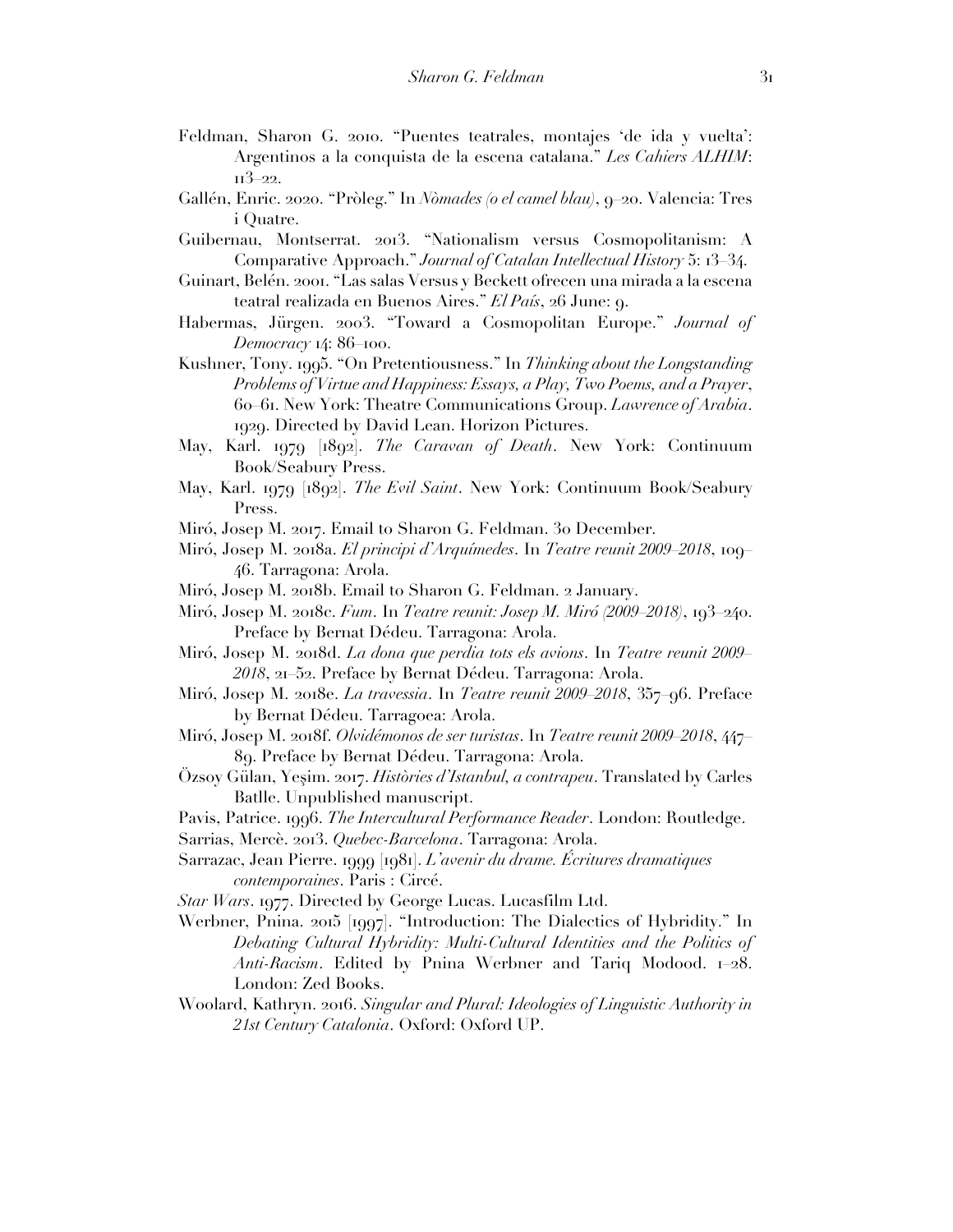Feldman, Sharon G. 2010. "Puentes teatrales, montajes 'de ida y vuelta': Argentinos a la conquista de la escena catalana." *Les Cahiers ALHIM*: 113–22.

Gallén, Enric. 2020. "Pròleg." In *Nòmades (o el camel blau)*, 9–20. Valencia: Tres i Quatre.

Guibernau, Montserrat. 2013. "Nationalism versus Cosmopolitanism: A Comparative Approach." *Journal of Catalan Intellectual History* 5: 13–34.

Guinart, Belén. 2001. "Las salas Versus y Beckett ofrecen una mirada a la escena teatral realizada en Buenos Aires." *El País*, 26 June: 9.

Habermas, Jürgen. 2003. "Toward a Cosmopolitan Europe." *Journal of Democracy* 14: 86–100.

Kushner, Tony. 1995. "On Pretentiousness." In *Thinking about the Longstanding Problems of Virtue and Happiness: Essays, a Play, Two Poems, and a Prayer*, 60–61. New York: Theatre Communications Group. *Lawrence of Arabia*. 1929. Directed by David Lean. Horizon Pictures.

May, Karl. 1979 [1892]. *The Caravan of Death*. New York: Continuum Book/Seabury Press.

May, Karl. 1979 [1892]. *The Evil Saint*. New York: Continuum Book/Seabury Press.

Miró, Josep M. 2017. Email to Sharon G. Feldman. 30 December.

Miró, Josep M. 2018a. *El principi d'Arquímedes*. In *Teatre reunit 2009–2018*, 109–46. Tarragona: Arola.

Miró, Josep M. 2018b. Email to Sharon G. Feldman. 2 January.

Miró, Josep M. 2018c. *Fum*. In *Teatre reunit: Josep M. Miró (2009–2018)*, 193–240. Preface by Bernat Dédeu. Tarragona: Arola.

Miró, Josep M. 2018d. *La dona que perdia tots els avions*. In *Teatre reunit 2009–2018*, 21–52. Preface by Bernat Dédeu. Tarragona: Arola.

Miró, Josep M. 2018e. *La travessia*. In *Teatre reunit 2009–2018*, 357–96. Preface by Bernat Dédeu. Tarragoea: Arola.

Miró, Josep M. 2018f. *Olvidémonos de ser turistas*. In *Teatre reunit 2009–2018*, 447–89. Preface by Bernat Dédeu. Tarragona: Arola.

Özsoy Gülan, Yeşim. 2017. *Històries d'Istanbul, a contrapeu*. Translated by Carles Batlle. Unpublished manuscript.

Pavis, Patrice. 1996. *The Intercultural Performance Reader*. London: Routledge.

Sarrias, Mercè. 2013. *Quebec-Barcelona*. Tarragona: Arola.

Sarrazac, Jean Pierre. 1999 [1981]. *L'avenir du drame. Écritures dramatiques contemporaines*. Paris : Circé.

*Star Wars*. 1977. Directed by George Lucas. Lucasfilm Ltd.

Werbner, Pnina. 2015 [1997]. "Introduction: The Dialectics of Hybridity." In *Debating Cultural Hybridity: Multi-Cultural Identities and the Politics of Anti-Racism*. Edited by Pnina Werbner and Tariq Modood. 1–28. London: Zed Books.

Woolard, Kathryn. 2016. *Singular and Plural: Ideologies of Linguistic Authority in 21st Century Catalonia*. Oxford: Oxford UP.